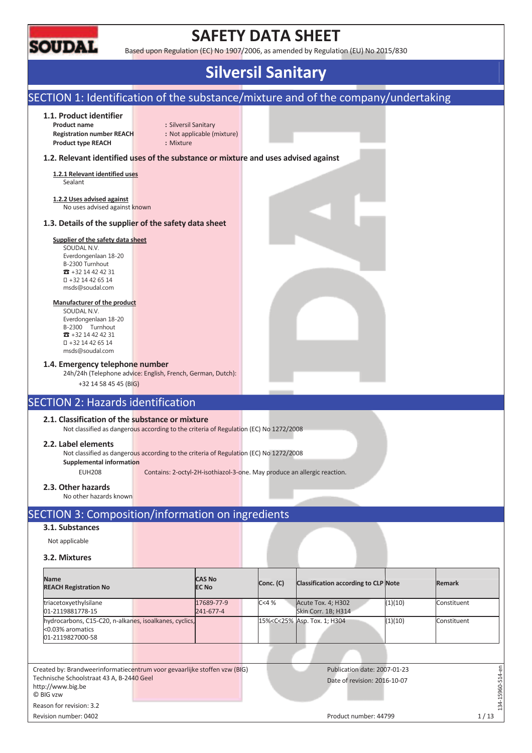# SAFETY DATA SHEET

Based upon Regulation (EC) No 1907/2006, as amended by Regulation (EU) No 2015/830

# Silversil Sanitary

## SECTION 1: Identification of the substance/mixture and of the company/undertaking

### 1.1. Product identifier

**Product name** : Silversil Sanitary
**Registration number REACH** : Not applicable (mixture)
**Product type REACH** : Mixture

### 1.2. Relevant identified uses of the substance or mixture and uses advised against

**1.2.1 Relevant identified uses**
Sealant

**1.2.2 Uses advised against**
No uses advised against known

### 1.3. Details of the supplier of the safety data sheet

**Supplier of the safety data sheet**
SOUDAL N.V.
Everdongenlaan 18-20
B-2300 Turnhout
☎ +32 14 42 42 31
+32 14 42 65 14
msds@soudal.com

**Manufacturer of the product**
SOUDAL N.V.
Everdongenlaan 18-20
B-2300 Turnhout
☎ +32 14 42 42 31
+32 14 42 65 14
msds@soudal.com

### 1.4. Emergency telephone number

24h/24h (Telephone advice: English, French, German, Dutch):
+32 14 58 45 45 (BIG)

## SECTION 2: Hazards identification

### 2.1. Classification of the substance or mixture

Not classified as dangerous according to the criteria of Regulation (EC) No 1272/2008

### 2.2. Label elements

Not classified as dangerous according to the criteria of Regulation (EC) No 1272/2008

**Supplemental information**

EUH208 Contains: 2-octyl-2H-isothiazol-3-one. May produce an allergic reaction.

### 2.3. Other hazards

No other hazards known

## SECTION 3: Composition/information on ingredients

### 3.1. Substances

Not applicable

### 3.2. Mixtures

| Name<br>REACH Registration No | CAS No<br>EC No | Conc. (C) | Classification according to CLP | Note | Remark |
|---|---|---|---|---|---|
| triacetoxyethylsilane<br>01-2119881778-15 | 17689-77-9<br>241-677-4 | C<4 % | Acute Tox. 4; H302<br>Skin Corr. 1B; H314 | (1)(10) | Constituent |
| hydrocarbons, C15-C20, n-alkanes, isoalkanes, cyclics, <0.03% aromatics<br>01-2119827000-58 | | 15%<C<25% | Asp. Tox. 1; H304 | (1)(10) | Constituent |

Created by: Brandweerinformatiecentrum voor gevaarlijke stoffen vzw (BIG)
Technische Schoolstraat 43 A, B-2440 Geel
http://www.big.be
© BIG vzw

Reason for revision: 3.2
Revision number: 0402

Publication date: 2007-01-23
Date of revision: 2016-10-07

Product number: 44799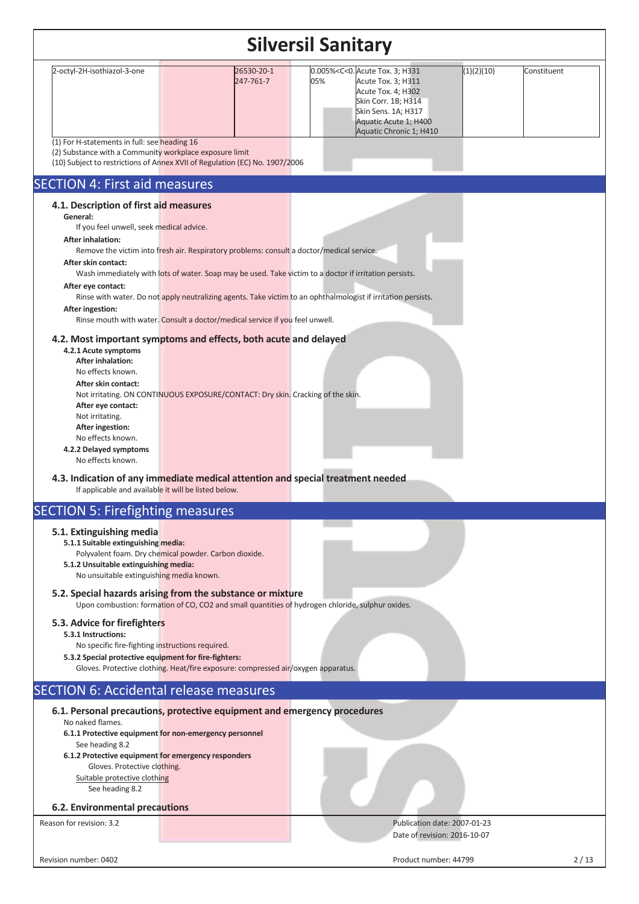| | | | | | |
|---|---|---|---|---|---|
| 2-octyl-2H-isothiazol-3-one | 26530-20-1<br>247-761-7 | 0.005%<C<0.05% | Acute Tox. 3; H331<br>Acute Tox. 3; H311<br>Acute Tox. 4; H302<br>Skin Corr. 1B; H314<br>Skin Sens. 1A; H317<br>Aquatic Acute 1; H400<br>Aquatic Chronic 1; H410 | (1)(2)(10) | Constituent |

(1) For H-statements in full: see heading 16
(2) Substance with a Community workplace exposure limit
(10) Subject to restrictions of Annex XVII of Regulation (EC) No. 1907/2006

## SECTION 4: First aid measures

### 4.1. Description of first aid measures

**General:**
If you feel unwell, seek medical advice.

**After inhalation:**
Remove the victim into fresh air. Respiratory problems: consult a doctor/medical service.

**After skin contact:**
Wash immediately with lots of water. Soap may be used. Take victim to a doctor if irritation persists.

**After eye contact:**
Rinse with water. Do not apply neutralizing agents. Take victim to an ophthalmologist if irritation persists.

**After ingestion:**
Rinse mouth with water. Consult a doctor/medical service if you feel unwell.

### 4.2. Most important symptoms and effects, both acute and delayed

**4.2.1 Acute symptoms**

**After inhalation:**
No effects known.

**After skin contact:**
Not irritating. ON CONTINUOUS EXPOSURE/CONTACT: Dry skin. Cracking of the skin.

**After eye contact:**
Not irritating.

**After ingestion:**
No effects known.

**4.2.2 Delayed symptoms**
No effects known.

### 4.3. Indication of any immediate medical attention and special treatment needed

If applicable and available it will be listed below.

## SECTION 5: Firefighting measures

### 5.1. Extinguishing media

**5.1.1 Suitable extinguishing media:**
Polyvalent foam. Dry chemical powder. Carbon dioxide.

**5.1.2 Unsuitable extinguishing media:**
No unsuitable extinguishing media known.

### 5.2. Special hazards arising from the substance or mixture

Upon combustion: formation of CO, CO2 and small quantities of hydrogen chloride, sulphur oxides.

### 5.3. Advice for firefighters

**5.3.1 Instructions:**
No specific fire-fighting instructions required.

**5.3.2 Special protective equipment for fire-fighters:**
Gloves. Protective clothing. Heat/fire exposure: compressed air/oxygen apparatus.

## SECTION 6: Accidental release measures

### 6.1. Personal precautions, protective equipment and emergency procedures

No naked flames.

**6.1.1 Protective equipment for non-emergency personnel**
See heading 8.2

**6.1.2 Protective equipment for emergency responders**
Gloves. Protective clothing.
Suitable protective clothing
See heading 8.2

### 6.2. Environmental precautions

Reason for revision: 3.2
Publication date: 2007-01-23
Date of revision: 2016-10-07
Revision number: 0402
Product number: 44799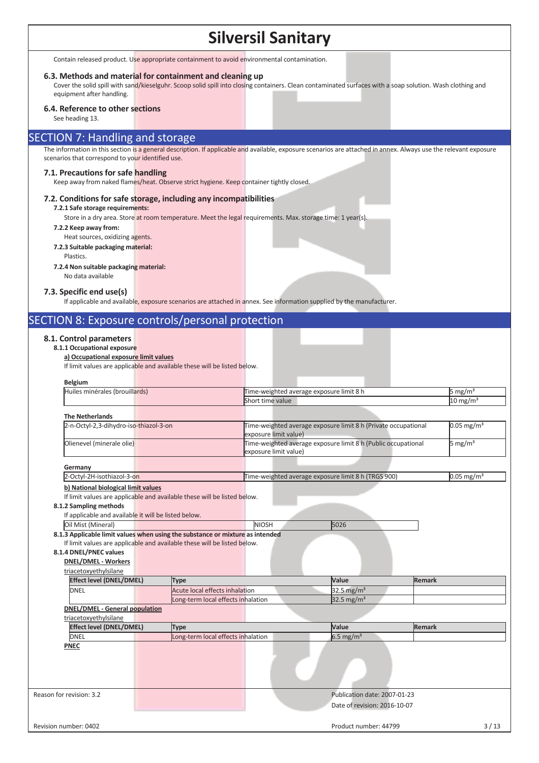Contain released product. Use appropriate containment to avoid environmental contamination.

### 6.3. Methods and material for containment and cleaning up

Cover the solid spill with sand/kieselguhr. Scoop solid spill into closing containers. Clean contaminated surfaces with a soap solution. Wash clothing and equipment after handling.

### 6.4. Reference to other sections

See heading 13.

## SECTION 7: Handling and storage

The information in this section is a general description. If applicable and available, exposure scenarios are attached in annex. Always use the relevant exposure scenarios that correspond to your identified use.

### 7.1. Precautions for safe handling

Keep away from naked flames/heat. Observe strict hygiene. Keep container tightly closed.

### 7.2. Conditions for safe storage, including any incompatibilities

**7.2.1 Safe storage requirements:**

Store in a dry area. Store at room temperature. Meet the legal requirements. Max. storage time: 1 year(s).

**7.2.2 Keep away from:**

Heat sources, oxidizing agents.

**7.2.3 Suitable packaging material:**

Plastics.

**7.2.4 Non suitable packaging material:**

No data available

### 7.3. Specific end use(s)

If applicable and available, exposure scenarios are attached in annex. See information supplied by the manufacturer.

## SECTION 8: Exposure controls/personal protection

### 8.1. Control parameters

**8.1.1 Occupational exposure**

**a) Occupational exposure limit values**

If limit values are applicable and available these will be listed below.

**Belgium**

| | | |
|---|---|---|
| Huiles minérales (brouillards) | Time-weighted average exposure limit 8 h | 5 mg/m³ |
| | Short time value | 10 mg/m³ |

**The Netherlands**

| | | |
|---|---|---|
| 2-n-Octyl-2,3-dihydro-iso-thiazol-3-on | Time-weighted average exposure limit 8 h (Private occupational exposure limit value) | 0.05 mg/m³ |
| Olienevel (minerale olie) | Time-weighted average exposure limit 8 h (Public occupational exposure limit value) | 5 mg/m³ |

**Germany**

| | | |
|---|---|---|
| 2-Octyl-2H-isothiazol-3-on | Time-weighted average exposure limit 8 h (TRGS 900) | 0.05 mg/m³ |

**b) National biological limit values**

If limit values are applicable and available these will be listed below.

**8.1.2 Sampling methods**

If applicable and available it will be listed below.

| | | |
|---|---|---|
| Oil Mist (Mineral) | NIOSH | 5026 |

**8.1.3 Applicable limit values when using the substance or mixture as intended**

If limit values are applicable and available these will be listed below.

**8.1.4 DNEL/PNEC values**

**DNEL/DMEL - Workers**

triacetoxyethylsilane

| Effect level (DNEL/DMEL) | Type | Value | Remark |
|---|---|---|---|
| DNEL | Acute local effects inhalation | 32.5 mg/m³ | |
| | Long-term local effects inhalation | 32.5 mg/m³ | |

**DNEL/DMEL - General population**

triacetoxyethylsilane

| Effect level (DNEL/DMEL) | Type | Value | Remark |
|---|---|---|---|
| DNEL | Long-term local effects inhalation | 6.5 mg/m³ | |

**PNEC**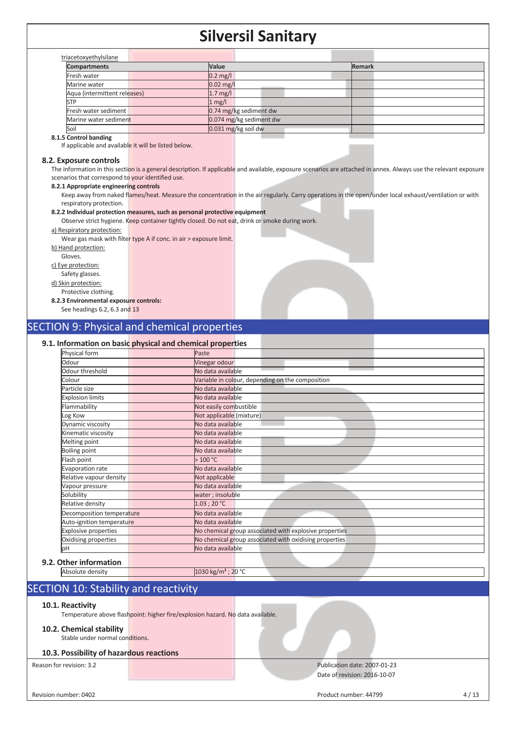triacetoxyethylsilane

| Compartments | Value | Remark |
|---|---|---|
| Fresh water | 0.2 mg/l | |
| Marine water | 0.02 mg/l | |
| Aqua (intermittent releases) | 1.7 mg/l | |
| STP | 1 mg/l | |
| Fresh water sediment | 0.74 mg/kg sediment dw | |
| Marine water sediment | 0.074 mg/kg sediment dw | |
| Soil | 0.031 mg/kg soil dw | |

**8.1.5 Control banding**

If applicable and available it will be listed below.

### 8.2. Exposure controls

The information in this section is a general description. If applicable and available, exposure scenarios are attached in annex. Always use the relevant exposure scenarios that correspond to your identified use.

**8.2.1 Appropriate engineering controls**

Keep away from naked flames/heat. Measure the concentration in the air regularly. Carry operations in the open/under local exhaust/ventilation or with respiratory protection.

**8.2.2 Individual protection measures, such as personal protective equipment**

Observe strict hygiene. Keep container tightly closed. Do not eat, drink or smoke during work.

a) Respiratory protection:

Wear gas mask with filter type A if conc. in air > exposure limit.

b) Hand protection:

Gloves.

c) Eye protection:

Safety glasses.

d) Skin protection:

Protective clothing.

**8.2.3 Environmental exposure controls:**

See headings 6.2, 6.3 and 13

## SECTION 9: Physical and chemical properties

### 9.1. Information on basic physical and chemical properties

| Property | Value |
|---|---|
| Physical form | Paste |
| Odour | Vinegar odour |
| Odour threshold | No data available |
| Colour | Variable in colour, depending on the composition |
| Particle size | No data available |
| Explosion limits | No data available |
| Flammability | Not easily combustible |
| Log Kow | Not applicable (mixture) |
| Dynamic viscosity | No data available |
| Kinematic viscosity | No data available |
| Melting point | No data available |
| Boiling point | No data available |
| Flash point | > 100 °C |
| Evaporation rate | No data available |
| Relative vapour density | Not applicable |
| Vapour pressure | No data available |
| Solubility | water ; insoluble |
| Relative density | 1.03 ; 20 °C |
| Decomposition temperature | No data available |
| Auto-ignition temperature | No data available |
| Explosive properties | No chemical group associated with explosive properties |
| Oxidising properties | No chemical group associated with oxidising properties |
| pH | No data available |

### 9.2. Other information

| Property | Value |
|---|---|
| Absolute density | 1030 kg/m³ ; 20 °C |

## SECTION 10: Stability and reactivity

### 10.1. Reactivity

Temperature above flashpoint: higher fire/explosion hazard. No data available.

### 10.2. Chemical stability

Stable under normal conditions.

### 10.3. Possibility of hazardous reactions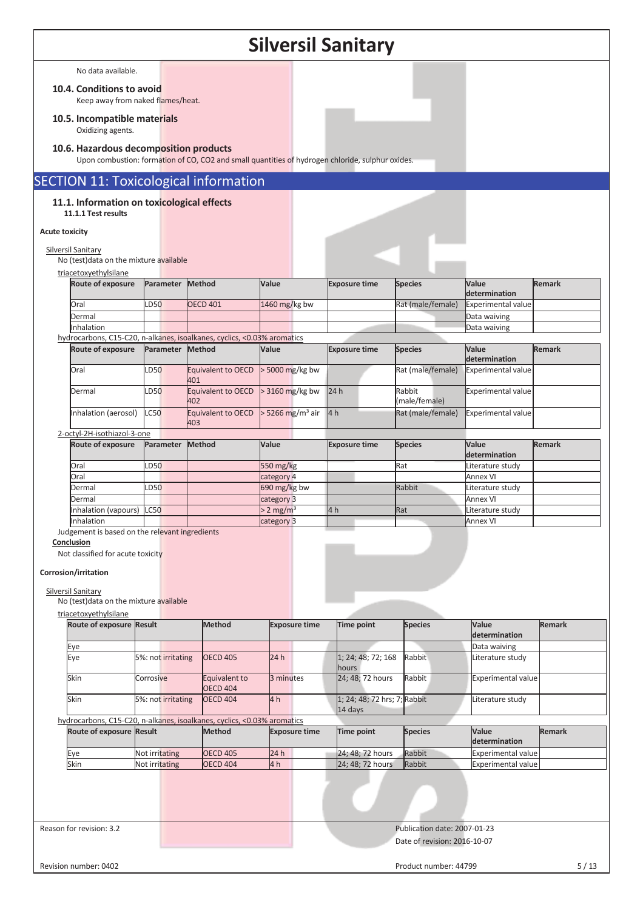No data available.

### 10.4. Conditions to avoid

Keep away from naked flames/heat.

### 10.5. Incompatible materials

Oxidizing agents.

### 10.6. Hazardous decomposition products

Upon combustion: formation of CO, CO2 and small quantities of hydrogen chloride, sulphur oxides.

## SECTION 11: Toxicological information

### 11.1. Information on toxicological effects

**11.1.1 Test results**

**Acute toxicity**

Silversil Sanitary

No (test)data on the mixture available

triacetoxyethylsilane

| Route of exposure | Parameter | Method | Value | Exposure time | Species | Value determination | Remark |
|---|---|---|---|---|---|---|---|
| Oral | LD50 | OECD 401 | 1460 mg/kg bw | | Rat (male/female) | Experimental value | |
| Dermal | | | | | | Data waiving | |
| Inhalation | | | | | | Data waiving | |

hydrocarbons, C15-C20, n-alkanes, isoalkanes, cyclics, <0.03% aromatics

| Route of exposure | Parameter | Method | Value | Exposure time | Species | Value determination | Remark |
|---|---|---|---|---|---|---|---|
| Oral | LD50 | Equivalent to OECD 401 | > 5000 mg/kg bw | | Rat (male/female) | Experimental value | |
| Dermal | LD50 | Equivalent to OECD 402 | > 3160 mg/kg bw | 24 h | Rabbit (male/female) | Experimental value | |
| Inhalation (aerosol) | LC50 | Equivalent to OECD 403 | > 5266 mg/m³ air | 4 h | Rat (male/female) | Experimental value | |

2-octyl-2H-isothiazol-3-one

| Route of exposure | Parameter | Method | Value | Exposure time | Species | Value determination | Remark |
|---|---|---|---|---|---|---|---|
| Oral | LD50 | | 550 mg/kg | | Rat | Literature study | |
| Oral | | | category 4 | | | Annex VI | |
| Dermal | LD50 | | 690 mg/kg bw | | Rabbit | Literature study | |
| Dermal | | | category 3 | | | Annex VI | |
| Inhalation (vapours) | LC50 | | > 2 mg/m³ | 4 h | Rat | Literature study | |
| Inhalation | | | category 3 | | | Annex VI | |

Judgement is based on the relevant ingredients

**Conclusion**

Not classified for acute toxicity

**Corrosion/irritation**

Silversil Sanitary

No (test)data on the mixture available

triacetoxyethylsilane

| Route of exposure | Result | Method | Exposure time | Time point | Species | Value determination | Remark |
|---|---|---|---|---|---|---|---|
| Eye | | | | | | Data waiving | |
| Eye | 5%: not irritating | OECD 405 | 24 h | 1; 24; 48; 72; 168 hours | Rabbit | Literature study | |
| Skin | Corrosive | Equivalent to OECD 404 | 3 minutes | 24; 48; 72 hours | Rabbit | Experimental value | |
| Skin | 5%: not irritating | OECD 404 | 4 h | 1; 24; 48; 72 hrs; 7; 14 days | Rabbit | Literature study | |

hydrocarbons, C15-C20, n-alkanes, isoalkanes, cyclics, <0.03% aromatics

| Route of exposure | Result | Method | Exposure time | Time point | Species | Value determination | Remark |
|---|---|---|---|---|---|---|---|
| Eye | Not irritating | OECD 405 | 24 h | 24; 48; 72 hours | Rabbit | Experimental value | |
| Skin | Not irritating | OECD 404 | 4 h | 24; 48; 72 hours | Rabbit | Experimental value | |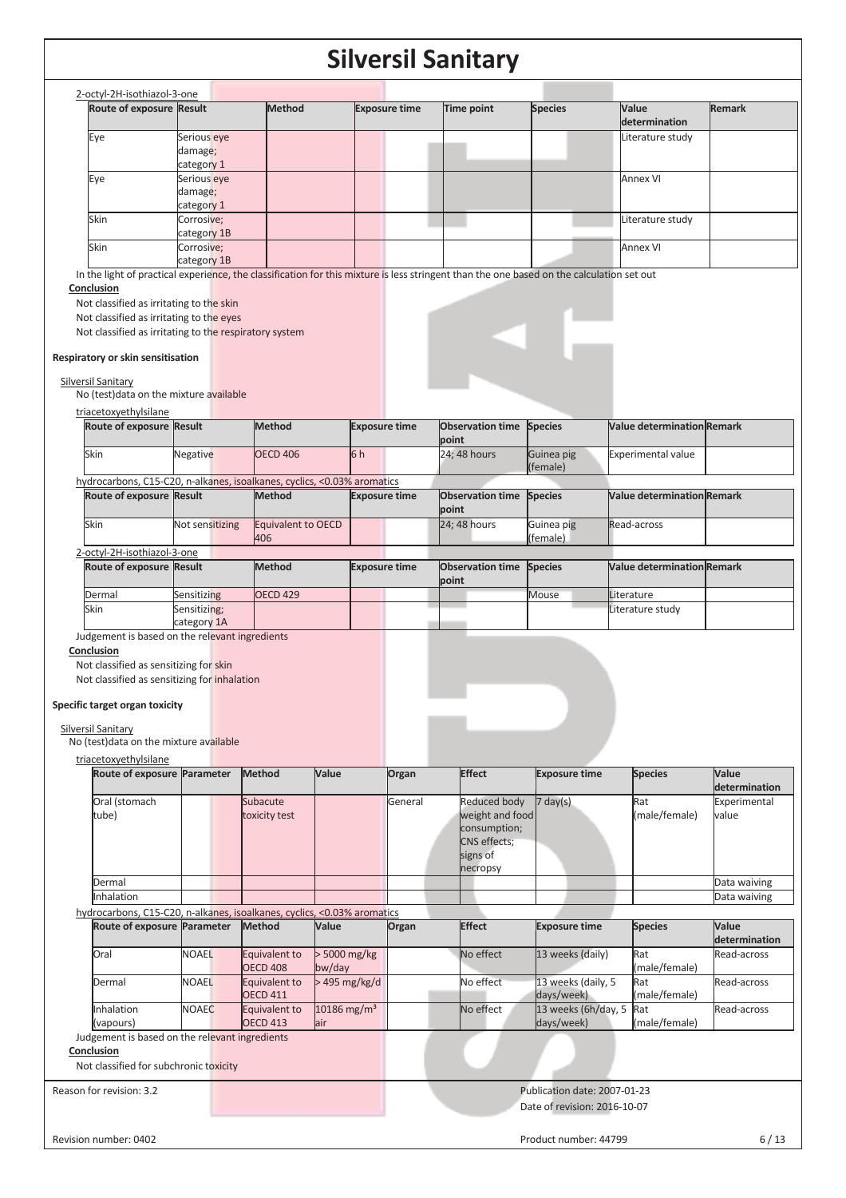2-octyl-2H-isothiazol-3-one

| Route of exposure | Result | Method | Exposure time | Time point | Species | Value determination | Remark |
|---|---|---|---|---|---|---|---|
| Eye | Serious eye damage; category 1 | | | | | Literature study | |
| Eye | Serious eye damage; category 1 | | | | | Annex VI | |
| Skin | Corrosive; category 1B | | | | | Literature study | |
| Skin | Corrosive; category 1B | | | | | Annex VI | |

In the light of practical experience, the classification for this mixture is less stringent than the one based on the calculation set out

**Conclusion**

Not classified as irritating to the skin

Not classified as irritating to the eyes

Not classified as irritating to the respiratory system

**Respiratory or skin sensitisation**

Silversil Sanitary

No (test)data on the mixture available

triacetoxyethylsilane

| Route of exposure | Result | Method | Exposure time | Observation time point | Species | Value determination | Remark |
|---|---|---|---|---|---|---|---|
| Skin | Negative | OECD 406 | 6 h | 24; 48 hours | Guinea pig (female) | Experimental value | |

hydrocarbons, C15-C20, n-alkanes, isoalkanes, cyclics, <0.03% aromatics

| Route of exposure | Result | Method | Exposure time | Observation time point | Species | Value determination | Remark |
|---|---|---|---|---|---|---|---|
| Skin | Not sensitizing | Equivalent to OECD 406 | | 24; 48 hours | Guinea pig (female) | Read-across | |

2-octyl-2H-isothiazol-3-one

| Route of exposure | Result | Method | Exposure time | Observation time point | Species | Value determination | Remark |
|---|---|---|---|---|---|---|---|
| Dermal | Sensitizing | OECD 429 | | | Mouse | Literature | |
| Skin | Sensitizing; category 1A | | | | | Literature study | |

Judgement is based on the relevant ingredients

**Conclusion**

Not classified as sensitizing for skin

Not classified as sensitizing for inhalation

**Specific target organ toxicity**

Silversil Sanitary

No (test)data on the mixture available

triacetoxyethylsilane

| Route of exposure | Parameter | Method | Value | Organ | Effect | Exposure time | Species | Value determination |
|---|---|---|---|---|---|---|---|---|
| Oral (stomach tube) | | Subacute toxicity test | | General | Reduced body weight and food consumption; CNS effects; signs of necropsy | 7 day(s) | Rat (male/female) | Experimental value |
| Dermal | | | | | | | | Data waiving |
| Inhalation | | | | | | | | Data waiving |

hydrocarbons, C15-C20, n-alkanes, isoalkanes, cyclics, <0.03% aromatics

| Route of exposure | Parameter | Method | Value | Organ | Effect | Exposure time | Species | Value determination |
|---|---|---|---|---|---|---|---|---|
| Oral | NOAEL | Equivalent to OECD 408 | > 5000 mg/kg bw/day | | No effect | 13 weeks (daily) | Rat (male/female) | Read-across |
| Dermal | NOAEL | Equivalent to OECD 411 | > 495 mg/kg/d | | No effect | 13 weeks (daily, 5 days/week) | Rat (male/female) | Read-across |
| Inhalation (vapours) | NOAEC | Equivalent to OECD 413 | 10186 mg/m³ air | | No effect | 13 weeks (6h/day, 5 days/week) | Rat (male/female) | Read-across |

Judgement is based on the relevant ingredients

**Conclusion**

Not classified for subchronic toxicity

Reason for revision: 3.2

Publication date: 2007-01-23

Date of revision: 2016-10-07

Revision number: 0402

Product number: 44799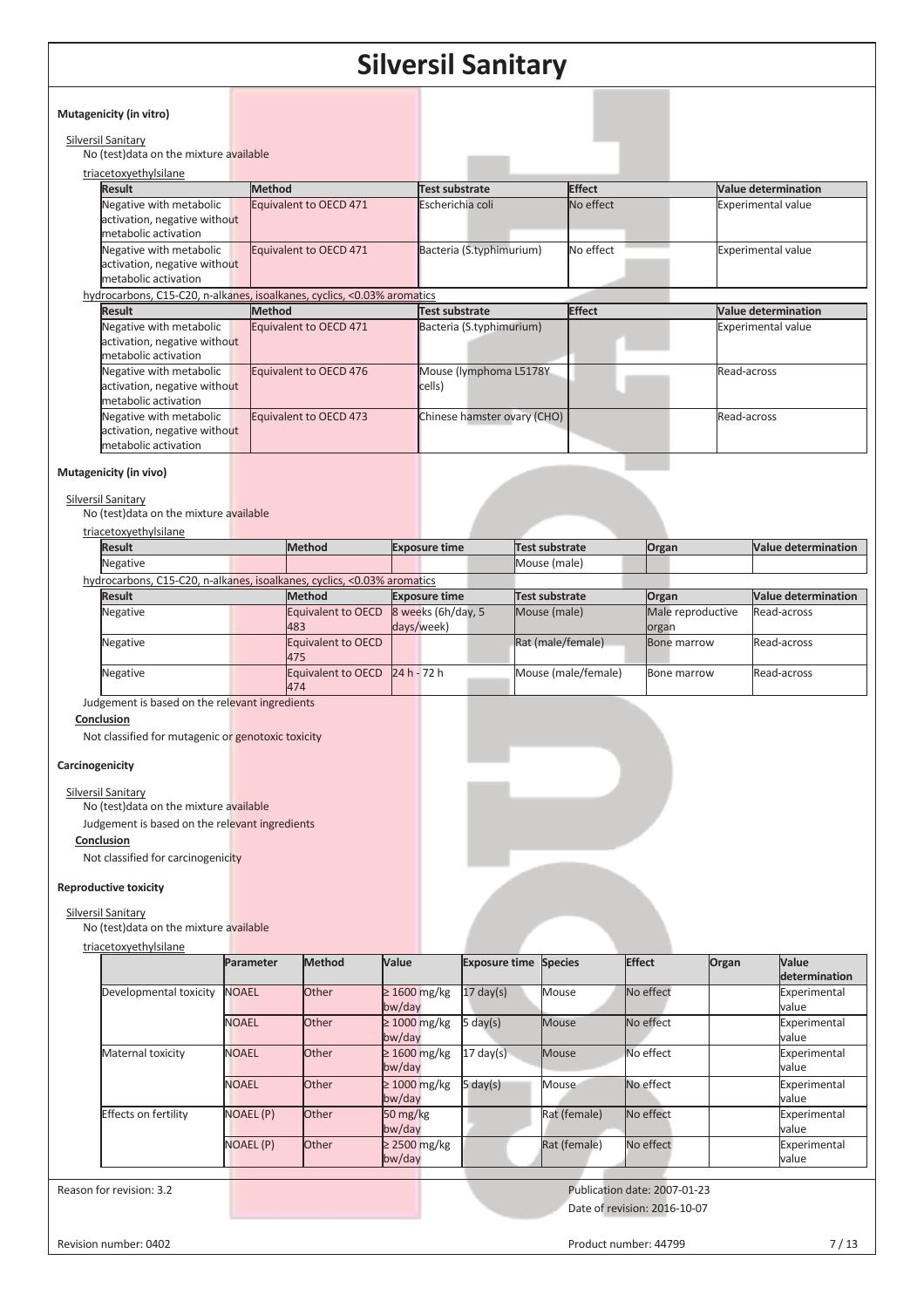# Silversil Sanitary

### Mutagenicity (in vitro)

Silversil Sanitary

No (test)data on the mixture available

triacetoxyethylsilane

| Result | Method | Test substrate | Effect | Value determination |
|---|---|---|---|---|
| Negative with metabolic activation, negative without metabolic activation | Equivalent to OECD 471 | Escherichia coli | No effect | Experimental value |
| Negative with metabolic activation, negative without metabolic activation | Equivalent to OECD 471 | Bacteria (S.typhimurium) | No effect | Experimental value |

hydrocarbons, C15-C20, n-alkanes, isoalkanes, cyclics, <0.03% aromatics

| Result | Method | Test substrate | Effect | Value determination |
|---|---|---|---|---|
| Negative with metabolic activation, negative without metabolic activation | Equivalent to OECD 471 | Bacteria (S.typhimurium) | | Experimental value |
| Negative with metabolic activation, negative without metabolic activation | Equivalent to OECD 476 | Mouse (lymphoma L5178Y cells) | | Read-across |
| Negative with metabolic activation, negative without metabolic activation | Equivalent to OECD 473 | Chinese hamster ovary (CHO) | | Read-across |

### Mutagenicity (in vivo)

Silversil Sanitary

No (test)data on the mixture available

triacetoxyethylsilane

| Result | Method | Exposure time | Test substrate | Organ | Value determination |
|---|---|---|---|---|---|
| Negative | | | Mouse (male) | | |

hydrocarbons, C15-C20, n-alkanes, isoalkanes, cyclics, <0.03% aromatics

| Result | Method | Exposure time | Test substrate | Organ | Value determination |
|---|---|---|---|---|---|
| Negative | Equivalent to OECD 483 | 8 weeks (6h/day, 5 days/week) | Mouse (male) | Male reproductive organ | Read-across |
| Negative | Equivalent to OECD 475 | | Rat (male/female) | Bone marrow | Read-across |
| Negative | Equivalent to OECD 474 | 24 h - 72 h | Mouse (male/female) | Bone marrow | Read-across |

Judgement is based on the relevant ingredients

**Conclusion**

Not classified for mutagenic or genotoxic toxicity

### Carcinogenicity

Silversil Sanitary

No (test)data on the mixture available

Judgement is based on the relevant ingredients

**Conclusion**

Not classified for carcinogenicity

### Reproductive toxicity

Silversil Sanitary

No (test)data on the mixture available

triacetoxyethylsilane

| | Parameter | Method | Value | Exposure time | Species | Effect | Organ | Value determination |
|---|---|---|---|---|---|---|---|---|
| Developmental toxicity | NOAEL | Other | ≥ 1600 mg/kg bw/day | 17 day(s) | Mouse | No effect | | Experimental value |
| | NOAEL | Other | ≥ 1000 mg/kg bw/day | 5 day(s) | Mouse | No effect | | Experimental value |
| Maternal toxicity | NOAEL | Other | ≥ 1600 mg/kg bw/day | 17 day(s) | Mouse | No effect | | Experimental value |
| | NOAEL | Other | ≥ 1000 mg/kg bw/day | 5 day(s) | Mouse | No effect | | Experimental value |
| Effects on fertility | NOAEL (P) | Other | 50 mg/kg bw/day | | Rat (female) | No effect | | Experimental value |
| | NOAEL (P) | Other | ≥ 2500 mg/kg bw/day | | Rat (female) | No effect | | Experimental value |

Reason for revision: 3.2

Publication date: 2007-01-23

Date of revision: 2016-10-07

Revision number: 0402

Product number: 44799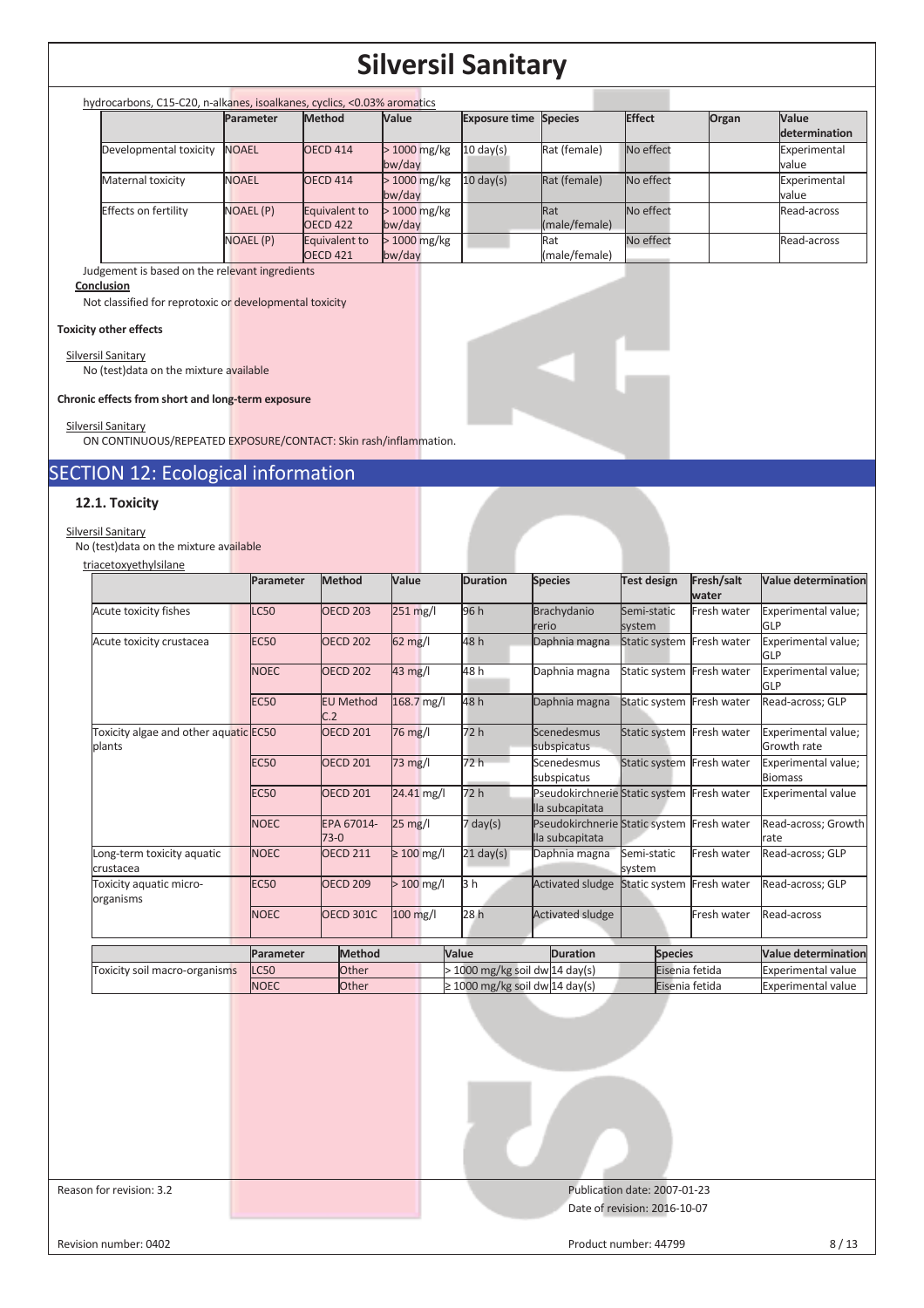hydrocarbons, C15-C20, n-alkanes, isoalkanes, cyclics, <0.03% aromatics

| | Parameter | Method | Value | Exposure time | Species | Effect | Organ | Value determination |
|---|---|---|---|---|---|---|---|---|
| Developmental toxicity | NOAEL | OECD 414 | > 1000 mg/kg bw/day | 10 day(s) | Rat (female) | No effect | | Experimental value |
| Maternal toxicity | NOAEL | OECD 414 | > 1000 mg/kg bw/day | 10 day(s) | Rat (female) | No effect | | Experimental value |
| Effects on fertility | NOAEL (P) | Equivalent to OECD 422 | > 1000 mg/kg bw/day | | Rat (male/female) | No effect | | Read-across |
| | NOAEL (P) | Equivalent to OECD 421 | > 1000 mg/kg bw/day | | Rat (male/female) | No effect | | Read-across |

Judgement is based on the relevant ingredients

**Conclusion**

Not classified for reprotoxic or developmental toxicity

**Toxicity other effects**

Silversil Sanitary

No (test)data on the mixture available

**Chronic effects from short and long-term exposure**

Silversil Sanitary

ON CONTINUOUS/REPEATED EXPOSURE/CONTACT: Skin rash/inflammation.

# SECTION 12: Ecological information

## 12.1. Toxicity

Silversil Sanitary

No (test)data on the mixture available

triacetoxyethylsilane

| | Parameter | Method | Value | Duration | Species | Test design | Fresh/salt water | Value determination |
|---|---|---|---|---|---|---|---|---|
| Acute toxicity fishes | LC50 | OECD 203 | 251 mg/l | 96 h | Brachydanio rerio | Semi-static system | Fresh water | Experimental value; GLP |
| Acute toxicity crustacea | EC50 | OECD 202 | 62 mg/l | 48 h | Daphnia magna | Static system | Fresh water | Experimental value; GLP |
| | NOEC | OECD 202 | 43 mg/l | 48 h | Daphnia magna | Static system | Fresh water | Experimental value; GLP |
| | EC50 | EU Method C.2 | 168.7 mg/l | 48 h | Daphnia magna | Static system | Fresh water | Read-across; GLP |
| Toxicity algae and other aquatic plants | EC50 | OECD 201 | 76 mg/l | 72 h | Scenedesmus subspicatus | Static system | Fresh water | Experimental value; Growth rate |
| | EC50 | OECD 201 | 73 mg/l | 72 h | Scenedesmus subspicatus | Static system | Fresh water | Experimental value; Biomass |
| | EC50 | OECD 201 | 24.41 mg/l | 72 h | Pseudokirchneriella subcapitata | Static system | Fresh water | Experimental value |
| | NOEC | EPA 67014-73-0 | 25 mg/l | 7 day(s) | Pseudokirchneriella subcapitata | Static system | Fresh water | Read-across; Growth rate |
| Long-term toxicity aquatic crustacea | NOEC | OECD 211 | ≥ 100 mg/l | 21 day(s) | Daphnia magna | Semi-static system | Fresh water | Read-across; GLP |
| Toxicity aquatic micro-organisms | EC50 | OECD 209 | > 100 mg/l | 3 h | Activated sludge | Static system | Fresh water | Read-across; GLP |
| | NOEC | OECD 301C | 100 mg/l | 28 h | Activated sludge | | Fresh water | Read-across |

| | Parameter | Method | Value | Duration | Species | Value determination |
|---|---|---|---|---|---|---|
| Toxicity soil macro-organisms | LC50 | Other | > 1000 mg/kg soil dw | 14 day(s) | Eisenia fetida | Experimental value |
| | NOEC | Other | ≥ 1000 mg/kg soil dw | 14 day(s) | Eisenia fetida | Experimental value |

Reason for revision: 3.2

Publication date: 2007-01-23

Date of revision: 2016-10-07

Revision number: 0402

Product number: 44799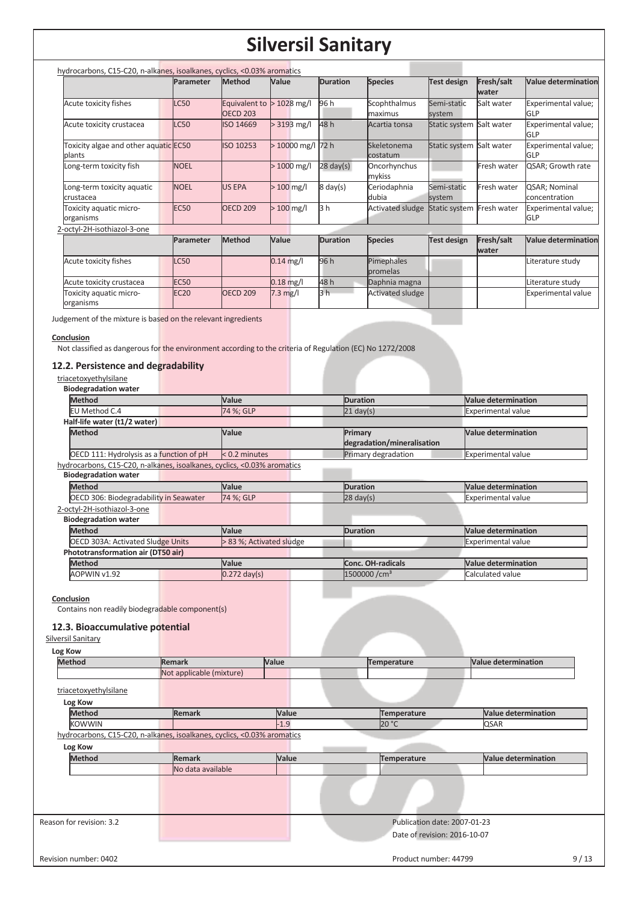hydrocarbons, C15-C20, n-alkanes, isoalkanes, cyclics, <0.03% aromatics

| | Parameter | Method | Value | Duration | Species | Test design | Fresh/salt water | Value determination |
|---|---|---|---|---|---|---|---|---|
| Acute toxicity fishes | LC50 | Equivalent to OECD 203 | > 1028 mg/l | 96 h | Scophthalmus maximus | Semi-static system | Salt water | Experimental value; GLP |
| Acute toxicity crustacea | LC50 | ISO 14669 | > 3193 mg/l | 48 h | Acartia tonsa | Static system | Salt water | Experimental value; GLP |
| Toxicity algae and other aquatic plants | EC50 | ISO 10253 | > 10000 mg/l | 72 h | Skeletonema costatum | Static system | Salt water | Experimental value; GLP |
| Long-term toxicity fish | NOEL | | > 1000 mg/l | 28 day(s) | Oncorhynchus mykiss | | Fresh water | QSAR; Growth rate |
| Long-term toxicity aquatic crustacea | NOEL | US EPA | > 100 mg/l | 8 day(s) | Ceriodaphnia dubia | Semi-static system | Fresh water | QSAR; Nominal concentration |
| Toxicity aquatic micro-organisms | EC50 | OECD 209 | > 100 mg/l | 3 h | Activated sludge | Static system | Fresh water | Experimental value; GLP |

2-octyl-2H-isothiazol-3-one

| | Parameter | Method | Value | Duration | Species | Test design | Fresh/salt water | Value determination |
|---|---|---|---|---|---|---|---|---|
| Acute toxicity fishes | LC50 | | 0.14 mg/l | 96 h | Pimephales promelas | | | Literature study |
| Acute toxicity crustacea | EC50 | | 0.18 mg/l | 48 h | Daphnia magna | | | Literature study |
| Toxicity aquatic micro-organisms | EC20 | OECD 209 | 7.3 mg/l | 3 h | Activated sludge | | | Experimental value |

Judgement of the mixture is based on the relevant ingredients

**Conclusion**

Not classified as dangerous for the environment according to the criteria of Regulation (EC) No 1272/2008

## 12.2. Persistence and degradability

triacetoxyethylsilane

**Biodegradation water**

| Method | Value | Duration | Value determination |
|---|---|---|---|
| EU Method C.4 | 74 %; GLP | 21 day(s) | Experimental value |

**Half-life water (t1/2 water)**

| Method | Value | Primary degradation/mineralisation | Value determination |
|---|---|---|---|
| OECD 111: Hydrolysis as a function of pH | < 0.2 minutes | Primary degradation | Experimental value |

hydrocarbons, C15-C20, n-alkanes, isoalkanes, cyclics, <0.03% aromatics

**Biodegradation water**

| Method | Value | Duration | Value determination |
|---|---|---|---|
| OECD 306: Biodegradability in Seawater | 74 %; GLP | 28 day(s) | Experimental value |

2-octyl-2H-isothiazol-3-one

**Biodegradation water**

| Method | Value | Duration | Value determination |
|---|---|---|---|
| OECD 303A: Activated Sludge Units | > 83 %; Activated sludge | | Experimental value |

**Phototransformation air (DT50 air)**

| Method | Value | Conc. OH-radicals | Value determination |
|---|---|---|---|
| AOPWIN v1.92 | 0.272 day(s) | 1500000 /cm³ | Calculated value |

**Conclusion**

Contains non readily biodegradable component(s)

## 12.3. Bioaccumulative potential

Silversil Sanitary

**Log Kow**

| Method | Remark | Value | Temperature | Value determination |
|---|---|---|---|---|
| | Not applicable (mixture) | | | |

triacetoxyethylsilane

**Log Kow**

| Method | Remark | Value | Temperature | Value determination |
|---|---|---|---|---|
| KOWWIN | | -1.9 | 20 °C | QSAR |

hydrocarbons, C15-C20, n-alkanes, isoalkanes, cyclics, <0.03% aromatics

**Log Kow**

| Method | Remark | Value | Temperature | Value determination |
|---|---|---|---|---|
| | No data available | | | |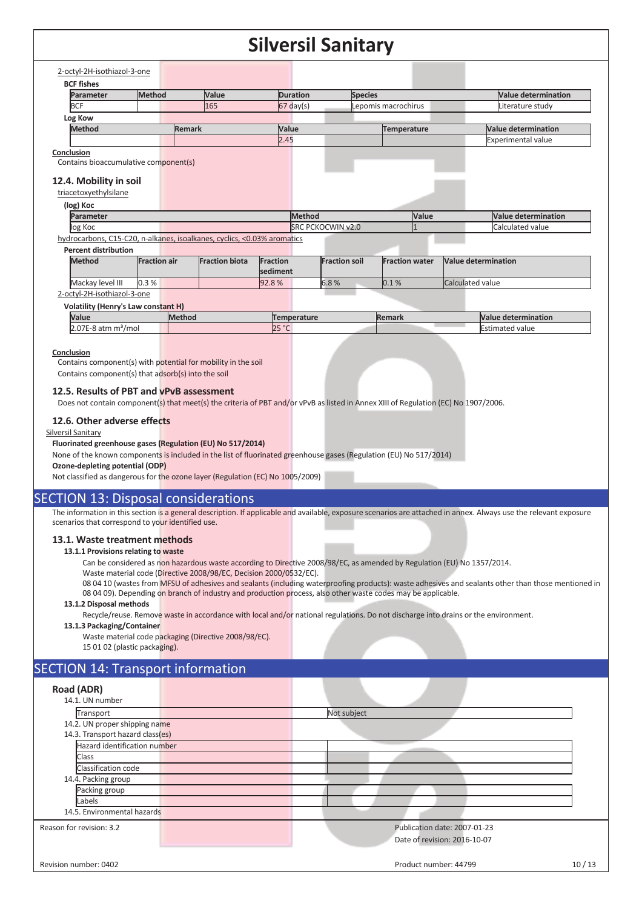2-octyl-2H-isothiazol-3-one

**BCF fishes**

| Parameter | Method | Value | Duration | Species | Value determination |
|---|---|---|---|---|---|
| BCF | | 165 | 67 day(s) | Lepomis macrochirus | Literature study |

**Log Kow**

| Method | Remark | Value | Temperature | Value determination |
|---|---|---|---|---|
| | | 2.45 | | Experimental value |

**Conclusion**

Contains bioaccumulative component(s)

### 12.4. Mobility in soil

triacetoxyethylsilane

**(log) Koc**

| Parameter | Method | Value | Value determination |
|---|---|---|---|
| log Koc | SRC PCKOCWIN v2.0 | 1 | Calculated value |

hydrocarbons, C15-C20, n-alkanes, isoalkanes, cyclics, <0.03% aromatics

**Percent distribution**

| Method | Fraction air | Fraction biota | Fraction sediment | Fraction soil | Fraction water | Value determination |
|---|---|---|---|---|---|---|
| Mackay level III | 0.3 % | | 92.8 % | 6.8 % | 0.1 % | Calculated value |

2-octyl-2H-isothiazol-3-one

**Volatility (Henry's Law constant H)**

| Value | Method | Temperature | Remark | Value determination |
|---|---|---|---|---|
| 2.07E-8 atm m³/mol | | 25 °C | | Estimated value |

**Conclusion**

Contains component(s) with potential for mobility in the soil

Contains component(s) that adsorb(s) into the soil

### 12.5. Results of PBT and vPvB assessment

Does not contain component(s) that meet(s) the criteria of PBT and/or vPvB as listed in Annex XIII of Regulation (EC) No 1907/2006.

### 12.6. Other adverse effects

Silversil Sanitary

**Fluorinated greenhouse gases (Regulation (EU) No 517/2014)**

None of the known components is included in the list of fluorinated greenhouse gases (Regulation (EU) No 517/2014)

**Ozone-depleting potential (ODP)**

Not classified as dangerous for the ozone layer (Regulation (EC) No 1005/2009)

## SECTION 13: Disposal considerations

The information in this section is a general description. If applicable and available, exposure scenarios are attached in annex. Always use the relevant exposure scenarios that correspond to your identified use.

### 13.1. Waste treatment methods

**13.1.1 Provisions relating to waste**

Can be considered as non hazardous waste according to Directive 2008/98/EC, as amended by Regulation (EU) No 1357/2014.

Waste material code (Directive 2008/98/EC, Decision 2000/0532/EC).

08 04 10 (wastes from MFSU of adhesives and sealants (including waterproofing products): waste adhesives and sealants other than those mentioned in 08 04 09). Depending on branch of industry and production process, also other waste codes may be applicable.

**13.1.2 Disposal methods**

Recycle/reuse. Remove waste in accordance with local and/or national regulations. Do not discharge into drains or the environment.

**13.1.3 Packaging/Container**

Waste material code packaging (Directive 2008/98/EC).

15 01 02 (plastic packaging).

## SECTION 14: Transport information

### Road (ADR)

14.1. UN number

| Transport | Not subject |
|---|---|

14.2. UN proper shipping name

14.3. Transport hazard class(es)

| Hazard identification number | |
|---|---|
| Class | |
| Classification code | |

14.4. Packing group

| Packing group | |
|---|---|
| Labels | |

14.5. Environmental hazards

Reason for revision: 3.2

Publication date: 2007-01-23

Date of revision: 2016-10-07

Revision number: 0402

Product number: 44799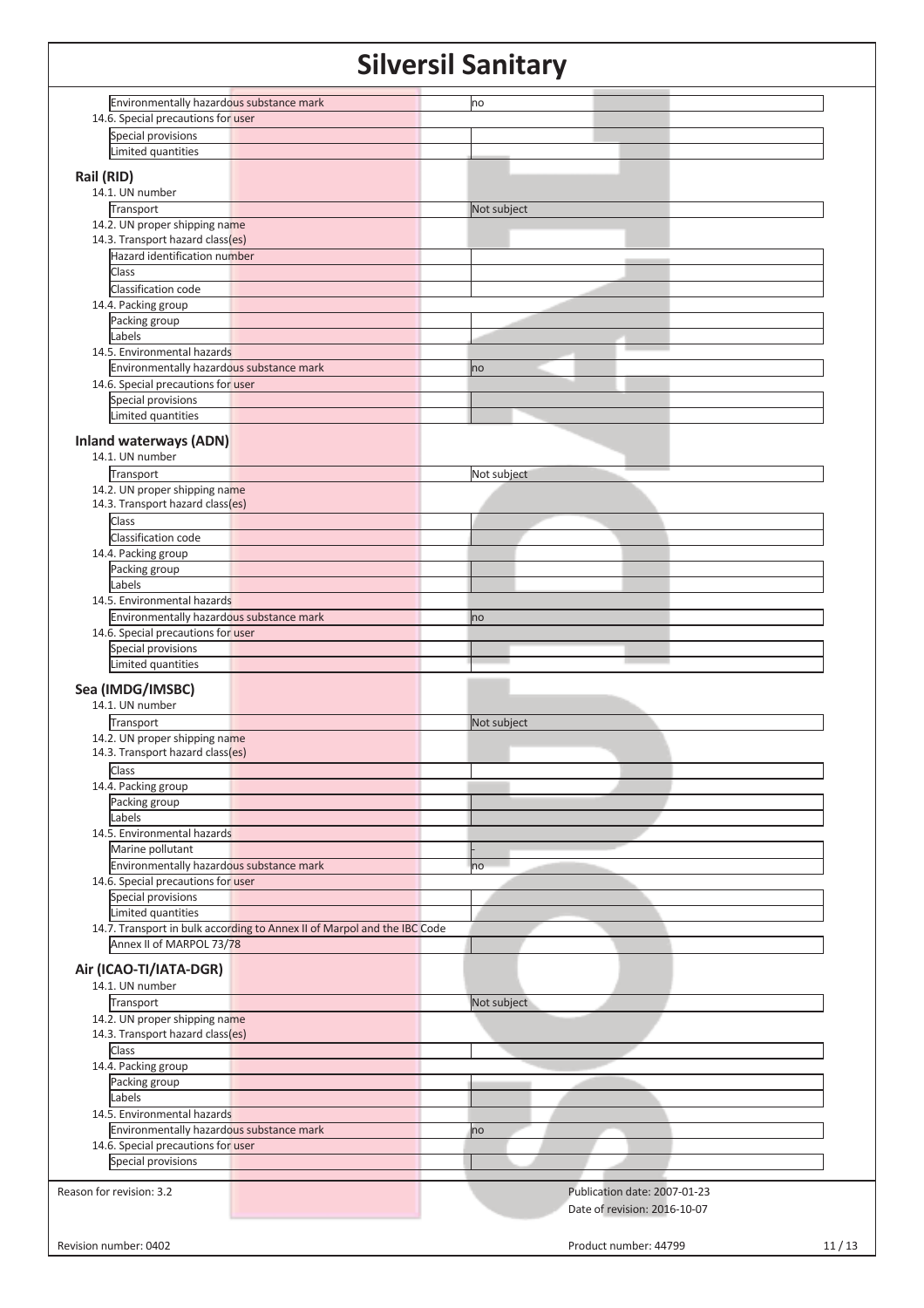| | |
|---|---|
| Environmentally hazardous substance mark | no |

14.6. Special precautions for user

| | |
|---|---|
| Special provisions | |
| Limited quantities | |

## Rail (RID)

14.1. UN number

| | |
|---|---|
| Transport | Not subject |

14.2. UN proper shipping name

14.3. Transport hazard class(es)

| | |
|---|---|
| Hazard identification number | |
| Class | |
| Classification code | |

14.4. Packing group

| | |
|---|---|
| Packing group | |
| Labels | |

14.5. Environmental hazards

| | |
|---|---|
| Environmentally hazardous substance mark | no |

14.6. Special precautions for user

| | |
|---|---|
| Special provisions | |
| Limited quantities | |

## Inland waterways (ADN)

14.1. UN number

| | |
|---|---|
| Transport | Not subject |

14.2. UN proper shipping name

14.3. Transport hazard class(es)

| | |
|---|---|
| Class | |
| Classification code | |

14.4. Packing group

| | |
|---|---|
| Packing group | |
| Labels | |

14.5. Environmental hazards

| | |
|---|---|
| Environmentally hazardous substance mark | no |

14.6. Special precautions for user

| | |
|---|---|
| Special provisions | |
| Limited quantities | |

## Sea (IMDG/IMSBC)

14.1. UN number

| | |
|---|---|
| Transport | Not subject |

14.2. UN proper shipping name

14.3. Transport hazard class(es)

| | |
|---|---|
| Class | |

14.4. Packing group

| | |
|---|---|
| Packing group | |
| Labels | |

14.5. Environmental hazards

| | |
|---|---|
| Marine pollutant | - |
| Environmentally hazardous substance mark | no |

14.6. Special precautions for user

| | |
|---|---|
| Special provisions | |
| Limited quantities | |

14.7. Transport in bulk according to Annex II of Marpol and the IBC Code

| | |
|---|---|
| Annex II of MARPOL 73/78 | |

## Air (ICAO-TI/IATA-DGR)

14.1. UN number

| | |
|---|---|
| Transport | Not subject |

14.2. UN proper shipping name

14.3. Transport hazard class(es)

| | |
|---|---|
| Class | |

14.4. Packing group

| | |
|---|---|
| Packing group | |
| Labels | |

14.5. Environmental hazards

| | |
|---|---|
| Environmentally hazardous substance mark | no |

14.6. Special precautions for user

| | |
|---|---|
| Special provisions | |

Reason for revision: 3.2

Publication date: 2007-01-23

Date of revision: 2016-10-07

Revision number: 0402

Product number: 44799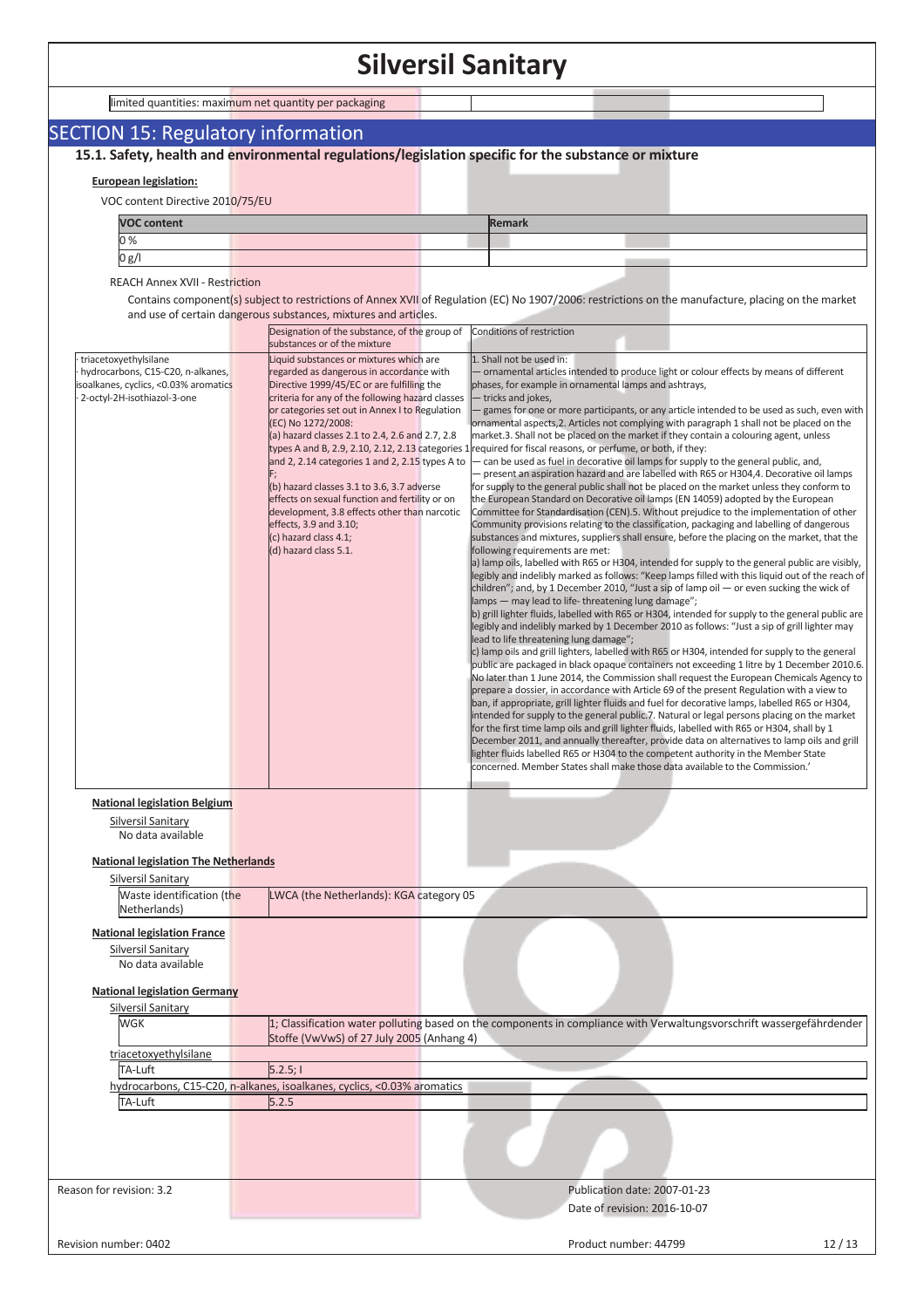| limited quantities: maximum net quantity per packaging | |
|---|---|

## SECTION 15: Regulatory information

### 15.1. Safety, health and environmental regulations/legislation specific for the substance or mixture

**European legislation:**

VOC content Directive 2010/75/EU

| VOC content | Remark |
|---|---|
| 0 % | |
| 0 g/l | |

REACH Annex XVII - Restriction

Contains component(s) subject to restrictions of Annex XVII of Regulation (EC) No 1907/2006: restrictions on the manufacture, placing on the market and use of certain dangerous substances, mixtures and articles.

| | Designation of the substance, of the group of substances or of the mixture | Conditions of restriction |
|---|---|---|
| · triacetoxyethylsilane<br>· hydrocarbons, C15-C20, n-alkanes, isoalkanes, cyclics, <0.03% aromatics<br>· 2-octyl-2H-isothiazol-3-one | Liquid substances or mixtures which are regarded as dangerous in accordance with Directive 1999/45/EC or are fulfilling the criteria for any of the following hazard classes or categories set out in Annex I to Regulation (EC) No 1272/2008:<br>(a) hazard classes 2.1 to 2.4, 2.6 and 2.7, 2.8 types A and B, 2.9, 2.10, 2.12, 2.13 categories 1 and 2, 2.14 categories 1 and 2, 2.15 types A to F;<br>(b) hazard classes 3.1 to 3.6, 3.7 adverse effects on sexual function and fertility or on development, 3.8 effects other than narcotic effects, 3.9 and 3.10;<br>(c) hazard class 4.1;<br>(d) hazard class 5.1. | 1. Shall not be used in:<br>— ornamental articles intended to produce light or colour effects by means of different phases, for example in ornamental lamps and ashtrays,<br>— tricks and jokes,<br>— games for one or more participants, or any article intended to be used as such, even with ornamental aspects,2. Articles not complying with paragraph 1 shall not be placed on the market.3. Shall not be placed on the market if they contain a colouring agent, unless required for fiscal reasons, or perfume, or both, if they:<br>— can be used as fuel in decorative oil lamps for supply to the general public, and,<br>— present an aspiration hazard and are labelled with R65 or H304,4. Decorative oil lamps for supply to the general public shall not be placed on the market unless they conform to the European Standard on Decorative oil lamps (EN 14059) adopted by the European Committee for Standardisation (CEN).5. Without prejudice to the implementation of other Community provisions relating to the classification, packaging and labelling of dangerous substances and mixtures, suppliers shall ensure, before the placing on the market, that the following requirements are met:<br>a) lamp oils, labelled with R65 or H304, intended for supply to the general public are visibly, legibly and indelibly marked as follows: "Keep lamps filled with this liquid out of the reach of children"; and, by 1 December 2010, "Just a sip of lamp oil — or even sucking the wick of lamps — may lead to life- threatening lung damage";<br>b) grill lighter fluids, labelled with R65 or H304, intended for supply to the general public are legibly and indelibly marked by 1 December 2010 as follows: "Just a sip of grill lighter may lead to life threatening lung damage";<br>c) lamp oils and grill lighters, labelled with R65 or H304, intended for supply to the general public are packaged in black opaque containers not exceeding 1 litre by 1 December 2010.6. No later than 1 June 2014, the Commission shall request the European Chemicals Agency to prepare a dossier, in accordance with Article 69 of the present Regulation with a view to ban, if appropriate, grill lighter fluids and fuel for decorative lamps, labelled R65 or H304, intended for supply to the general public.7. Natural or legal persons placing on the market for the first time lamp oils and grill lighter fluids, labelled with R65 or H304, shall by 1 December 2011, and annually thereafter, provide data on alternatives to lamp oils and grill lighter fluids labelled R65 or H304 to the competent authority in the Member State concerned. Member States shall make those data available to the Commission.' |

**National legislation Belgium**

Silversil Sanitary
No data available

**National legislation The Netherlands**

Silversil Sanitary

| Waste identification (the Netherlands) | LWCA (the Netherlands): KGA category 05 |
|---|---|

**National legislation France**

Silversil Sanitary
No data available

**National legislation Germany**

Silversil Sanitary

| WGK | 1; Classification water polluting based on the components in compliance with Verwaltungsvorschrift wassergefährdender Stoffe (VwVwS) of 27 July 2005 (Anhang 4) |
|---|---|

triacetoxyethylsilane

| TA-Luft | 5.2.5;I |
|---|---|

hydrocarbons, C15-C20, n-alkanes, isoalkanes, cyclics, <0.03% aromatics

| TA-Luft | 5.2.5 |
|---|---|

Reason for revision: 3.2

Publication date: 2007-01-23
Date of revision: 2016-10-07

Revision number: 0402

Product number: 44799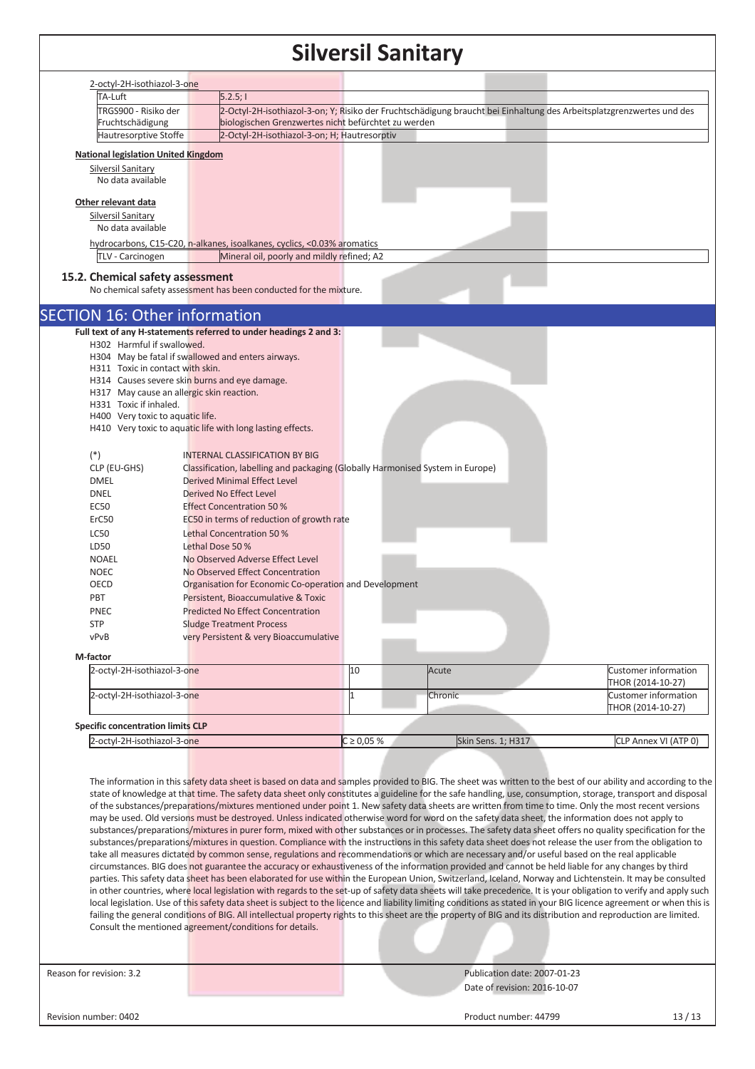2-octyl-2H-isothiazol-3-one

| | |
|---|---|
| TA-Luft | 5.2.5; I |
| TRGS900 - Risiko der Fruchtschädigung | 2-Octyl-2H-isothiazol-3-on; Y; Risiko der Fruchtschädigung braucht bei Einhaltung des Arbeitsplatzgrenzwertes und des biologischen Grenzwertes nicht befürchtet zu werden |
| Hautresorptive Stoffe | 2-Octyl-2H-isothiazol-3-on; H; Hautresorptiv |

**National legislation United Kingdom**

Silversil Sanitary

No data available

**Other relevant data**

Silversil Sanitary

No data available

hydrocarbons, C15-C20, n-alkanes, isoalkanes, cyclics, <0.03% aromatics

| | |
|---|---|
| TLV - Carcinogen | Mineral oil, poorly and mildly refined; A2 |

### 15.2. Chemical safety assessment

No chemical safety assessment has been conducted for the mixture.

## SECTION 16: Other information

**Full text of any H-statements referred to under headings 2 and 3:**

H302 Harmful if swallowed.
H304 May be fatal if swallowed and enters airways.
H311 Toxic in contact with skin.
H314 Causes severe skin burns and eye damage.
H317 May cause an allergic skin reaction.
H331 Toxic if inhaled.
H400 Very toxic to aquatic life.
H410 Very toxic to aquatic life with long lasting effects.

| | |
|---|---|
| (*) | INTERNAL CLASSIFICATION BY BIG |
| CLP (EU-GHS) | Classification, labelling and packaging (Globally Harmonised System in Europe) |
| DMEL | Derived Minimal Effect Level |
| DNEL | Derived No Effect Level |
| EC50 | Effect Concentration 50 % |
| ErC50 | EC50 in terms of reduction of growth rate |
| LC50 | Lethal Concentration 50 % |
| LD50 | Lethal Dose 50 % |
| NOAEL | No Observed Adverse Effect Level |
| NOEC | No Observed Effect Concentration |
| OECD | Organisation for Economic Co-operation and Development |
| PBT | Persistent, Bioaccumulative & Toxic |
| PNEC | Predicted No Effect Concentration |
| STP | Sludge Treatment Process |
| vPvB | very Persistent & very Bioaccumulative |

**M-factor**

| | | | |
|---|---|---|---|
| 2-octyl-2H-isothiazol-3-one | 10 | Acute | Customer information THOR (2014-10-27) |
| 2-octyl-2H-isothiazol-3-one | 1 | Chronic | Customer information THOR (2014-10-27) |

**Specific concentration limits CLP**

| | | | |
|---|---|---|---|
| 2-octyl-2H-isothiazol-3-one | C ≥ 0,05 % | Skin Sens. 1; H317 | CLP Annex VI (ATP 0) |

The information in this safety data sheet is based on data and samples provided to BIG. The sheet was written to the best of our ability and according to the state of knowledge at that time. The safety data sheet only constitutes a guideline for the safe handling, use, consumption, storage, transport and disposal of the substances/preparations/mixtures mentioned under point 1. New safety data sheets are written from time to time. Only the most recent versions may be used. Old versions must be destroyed. Unless indicated otherwise word for word on the safety data sheet, the information does not apply to substances/preparations/mixtures in purer form, mixed with other substances or in processes. The safety data sheet offers no quality specification for the substances/preparations/mixtures in question. Compliance with the instructions in this safety data sheet does not release the user from the obligation to take all measures dictated by common sense, regulations and recommendations or which are necessary and/or useful based on the real applicable circumstances. BIG does not guarantee the accuracy or exhaustiveness of the information provided and cannot be held liable for any changes by third parties. This safety data sheet has been elaborated for use within the European Union, Switzerland, Iceland, Norway and Lichtenstein. It may be consulted in other countries, where local legislation with regards to the set-up of safety data sheets will take precedence. It is your obligation to verify and apply such local legislation. Use of this safety data sheet is subject to the licence and liability limiting conditions as stated in your BIG licence agreement or when this is failing the general conditions of BIG. All intellectual property rights to this sheet are the property of BIG and its distribution and reproduction are limited. Consult the mentioned agreement/conditions for details.